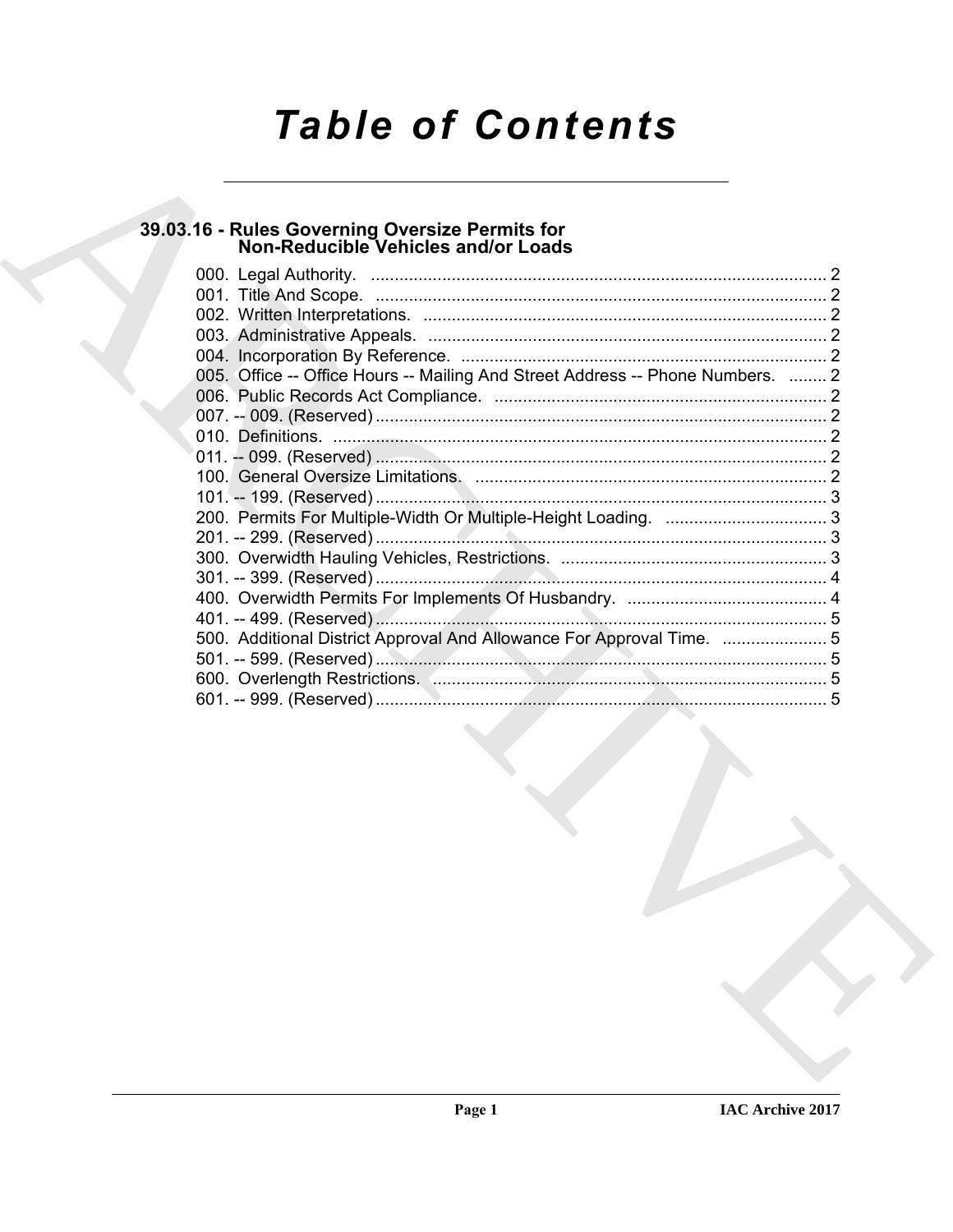# Table of Contents

## 39.03.16 - Rules Governing Oversize Permits for Non-Reducible Vehicles and/or Loads

000. Legal Authority. ................................................................................................ 2
001. Title And Scope. ............................................................................................... 2
002. Written Interpretations. ..................................................................................... 2
003. Administrative Appeals. .................................................................................... 2
004. Incorporation By Reference. ............................................................................. 2
005. Office -- Office Hours -- Mailing And Street Address -- Phone Numbers. ........ 2
006. Public Records Act Compliance. ...................................................................... 2
007. -- 009. (Reserved) ............................................................................................... 2
010. Definitions. ........................................................................................................ 2
011. -- 099. (Reserved) ............................................................................................... 2
100. General Oversize Limitations. .......................................................................... 2
101. -- 199. (Reserved) ............................................................................................... 3
200. Permits For Multiple-Width Or Multiple-Height Loading. .................................. 3
201. -- 299. (Reserved) ............................................................................................... 3
300. Overwidth Hauling Vehicles, Restrictions. ........................................................ 3
301. -- 399. (Reserved) ............................................................................................... 4
400. Overwidth Permits For Implements Of Husbandry. .......................................... 4
401. -- 499. (Reserved) ............................................................................................... 5
500. Additional District Approval And Allowance For Approval Time. ...................... 5
501. -- 599. (Reserved) ............................................................................................... 5
600. Overlength Restrictions. ................................................................................... 5
601. -- 999. (Reserved) ............................................................................................... 5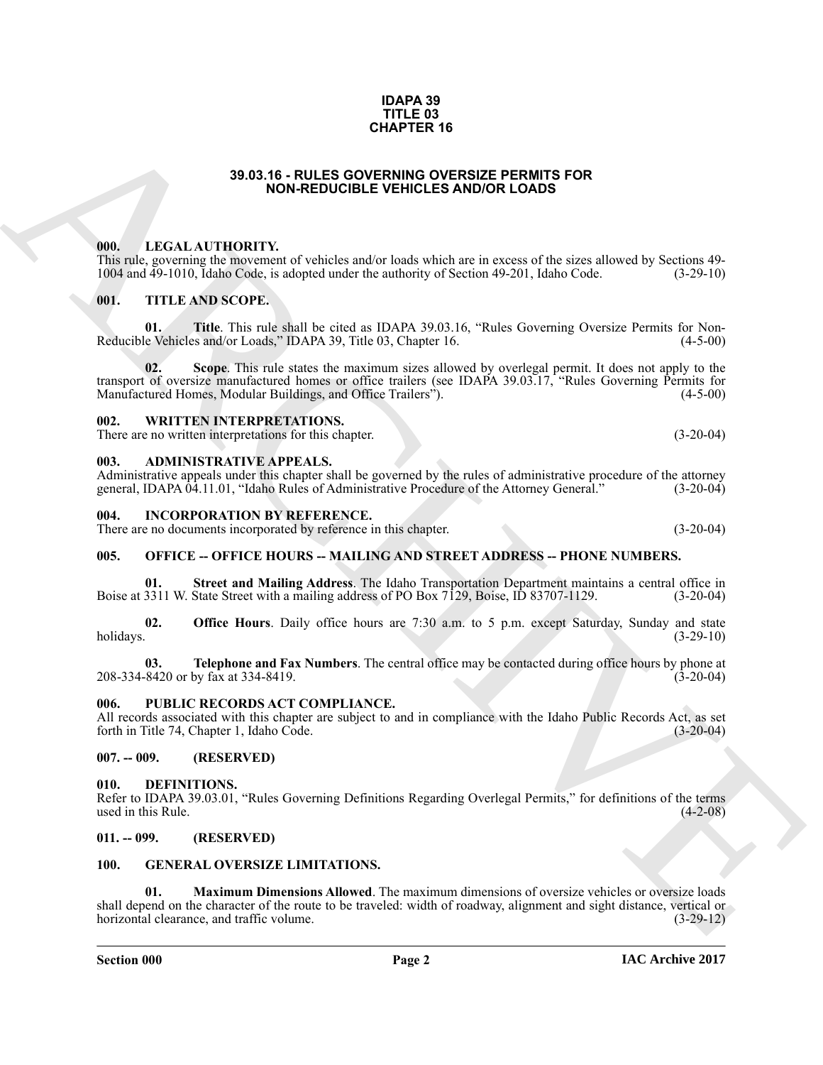**IDAPA 39**
**TITLE 03**
**CHAPTER 16**

# 39.03.16 - RULES GOVERNING OVERSIZE PERMITS FOR NON-REDUCIBLE VEHICLES AND/OR LOADS

## 000. LEGAL AUTHORITY.

This rule, governing the movement of vehicles and/or loads which are in excess of the sizes allowed by Sections 49-1004 and 49-1010, Idaho Code, is adopted under the authority of Section 49-201, Idaho Code. (3-29-10)

## 001. TITLE AND SCOPE.

**01. Title**. This rule shall be cited as IDAPA 39.03.16, "Rules Governing Oversize Permits for Non-Reducible Vehicles and/or Loads," IDAPA 39, Title 03, Chapter 16. (4-5-00)

**02. Scope**. This rule states the maximum sizes allowed by overlegal permit. It does not apply to the transport of oversize manufactured homes or office trailers (see IDAPA 39.03.17, "Rules Governing Permits for Manufactured Homes, Modular Buildings, and Office Trailers"). (4-5-00)

## 002. WRITTEN INTERPRETATIONS.

There are no written interpretations for this chapter. (3-20-04)

## 003. ADMINISTRATIVE APPEALS.

Administrative appeals under this chapter shall be governed by the rules of administrative procedure of the attorney general, IDAPA 04.11.01, "Idaho Rules of Administrative Procedure of the Attorney General." (3-20-04)

## 004. INCORPORATION BY REFERENCE.

There are no documents incorporated by reference in this chapter. (3-20-04)

## 005. OFFICE -- OFFICE HOURS -- MAILING AND STREET ADDRESS -- PHONE NUMBERS.

**01. Street and Mailing Address**. The Idaho Transportation Department maintains a central office in Boise at 3311 W. State Street with a mailing address of PO Box 7129, Boise, ID 83707-1129. (3-20-04)

**02. Office Hours**. Daily office hours are 7:30 a.m. to 5 p.m. except Saturday, Sunday and state holidays. (3-29-10)

**03. Telephone and Fax Numbers**. The central office may be contacted during office hours by phone at 208-334-8420 or by fax at 334-8419. (3-20-04)

## 006. PUBLIC RECORDS ACT COMPLIANCE.

All records associated with this chapter are subject to and in compliance with the Idaho Public Records Act, as set forth in Title 74, Chapter 1, Idaho Code. (3-20-04)

## 007. -- 009. (RESERVED)

## 010. DEFINITIONS.

Refer to IDAPA 39.03.01, "Rules Governing Definitions Regarding Overlegal Permits," for definitions of the terms used in this Rule. (4-2-08)

## 011. -- 099. (RESERVED)

## 100. GENERAL OVERSIZE LIMITATIONS.

**01. Maximum Dimensions Allowed**. The maximum dimensions of oversize vehicles or oversize loads shall depend on the character of the route to be traveled: width of roadway, alignment and sight distance, vertical or horizontal clearance, and traffic volume. (3-29-12)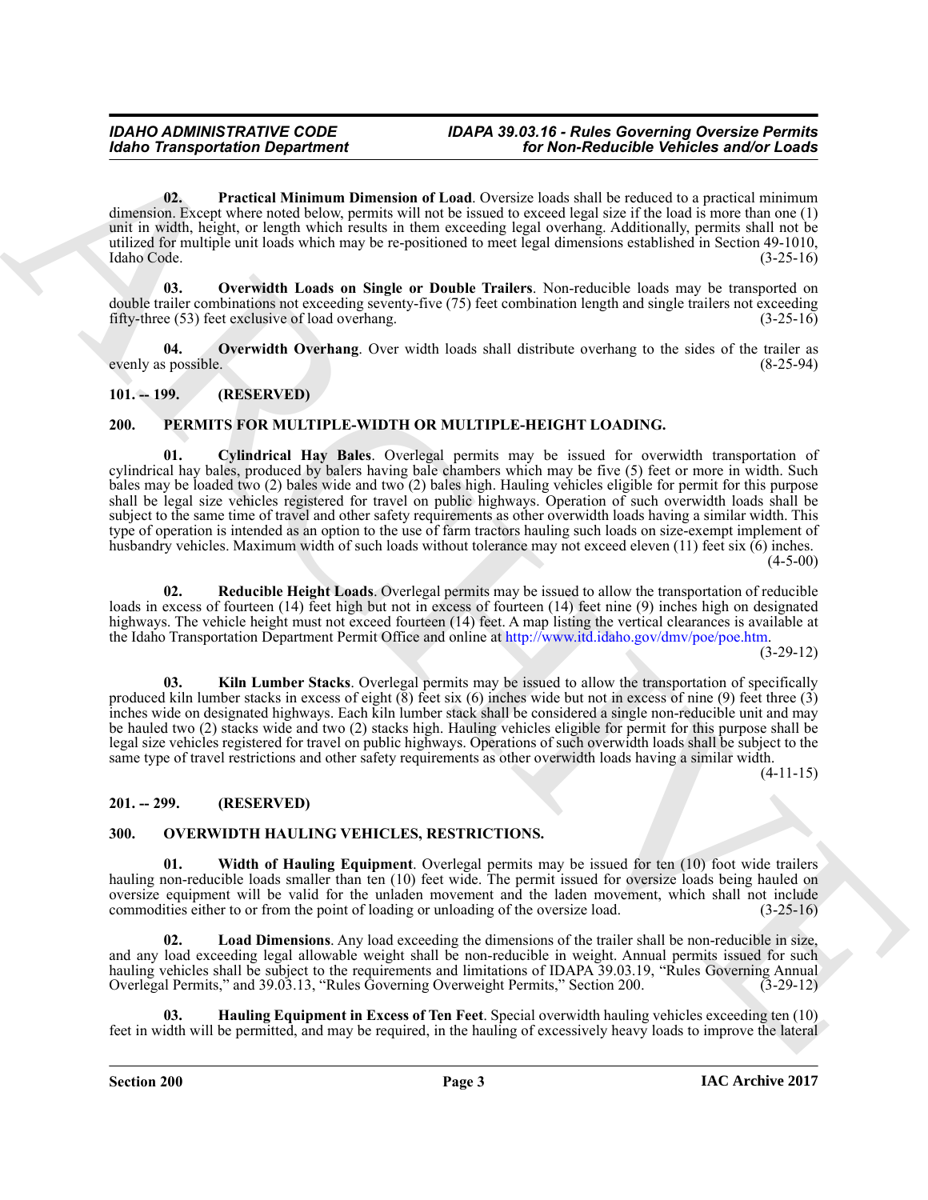**02. Practical Minimum Dimension of Load**. Oversize loads shall be reduced to a practical minimum dimension. Except where noted below, permits will not be issued to exceed legal size if the load is more than one (1) unit in width, height, or length which results in them exceeding legal overhang. Additionally, permits shall not be utilized for multiple unit loads which may be re-positioned to meet legal dimensions established in Section 49-1010, Idaho Code. (3-25-16)

**03. Overwidth Loads on Single or Double Trailers**. Non-reducible loads may be transported on double trailer combinations not exceeding seventy-five (75) feet combination length and single trailers not exceeding fifty-three (53) feet exclusive of load overhang. (3-25-16)

**04. Overwidth Overhang**. Over width loads shall distribute overhang to the sides of the trailer as evenly as possible. (8-25-94)

## 101. -- 199. (RESERVED)

## 200. PERMITS FOR MULTIPLE-WIDTH OR MULTIPLE-HEIGHT LOADING.

**01. Cylindrical Hay Bales**. Overlegal permits may be issued for overwidth transportation of cylindrical hay bales, produced by balers having bale chambers which may be five (5) feet or more in width. Such bales may be loaded two (2) bales wide and two (2) bales high. Hauling vehicles eligible for permit for this purpose shall be legal size vehicles registered for travel on public highways. Operation of such overwidth loads shall be subject to the same time of travel and other safety requirements as other overwidth loads having a similar width. This type of operation is intended as an option to the use of farm tractors hauling such loads on size-exempt implement of husbandry vehicles. Maximum width of such loads without tolerance may not exceed eleven (11) feet six (6) inches. (4-5-00)

**02. Reducible Height Loads**. Overlegal permits may be issued to allow the transportation of reducible loads in excess of fourteen (14) feet high but not in excess of fourteen (14) feet nine (9) inches high on designated highways. The vehicle height must not exceed fourteen (14) feet. A map listing the vertical clearances is available at the Idaho Transportation Department Permit Office and online at http://www.itd.idaho.gov/dmv/poe/poe.htm. (3-29-12)

**03. Kiln Lumber Stacks**. Overlegal permits may be issued to allow the transportation of specifically produced kiln lumber stacks in excess of eight (8) feet six (6) inches wide but not in excess of nine (9) feet three (3) inches wide on designated highways. Each kiln lumber stack shall be considered a single non-reducible unit and may be hauled two (2) stacks wide and two (2) stacks high. Hauling vehicles eligible for permit for this purpose shall be legal size vehicles registered for travel on public highways. Operations of such overwidth loads shall be subject to the same type of travel restrictions and other safety requirements as other overwidth loads having a similar width. (4-11-15)

## 201. -- 299. (RESERVED)

## 300. OVERWIDTH HAULING VEHICLES, RESTRICTIONS.

**01. Width of Hauling Equipment**. Overlegal permits may be issued for ten (10) foot wide trailers hauling non-reducible loads smaller than ten (10) feet wide. The permit issued for oversize loads being hauled on oversize equipment will be valid for the unladen movement and the laden movement, which shall not include commodities either to or from the point of loading or unloading of the oversize load. (3-25-16)

**02. Load Dimensions**. Any load exceeding the dimensions of the trailer shall be non-reducible in size, and any load exceeding legal allowable weight shall be non-reducible in weight. Annual permits issued for such hauling vehicles shall be subject to the requirements and limitations of IDAPA 39.03.19, "Rules Governing Annual Overlegal Permits," and 39.03.13, "Rules Governing Overweight Permits," Section 200. (3-29-12)

**03. Hauling Equipment in Excess of Ten Feet**. Special overwidth hauling vehicles exceeding ten (10) feet in width will be permitted, and may be required, in the hauling of excessively heavy loads to improve the lateral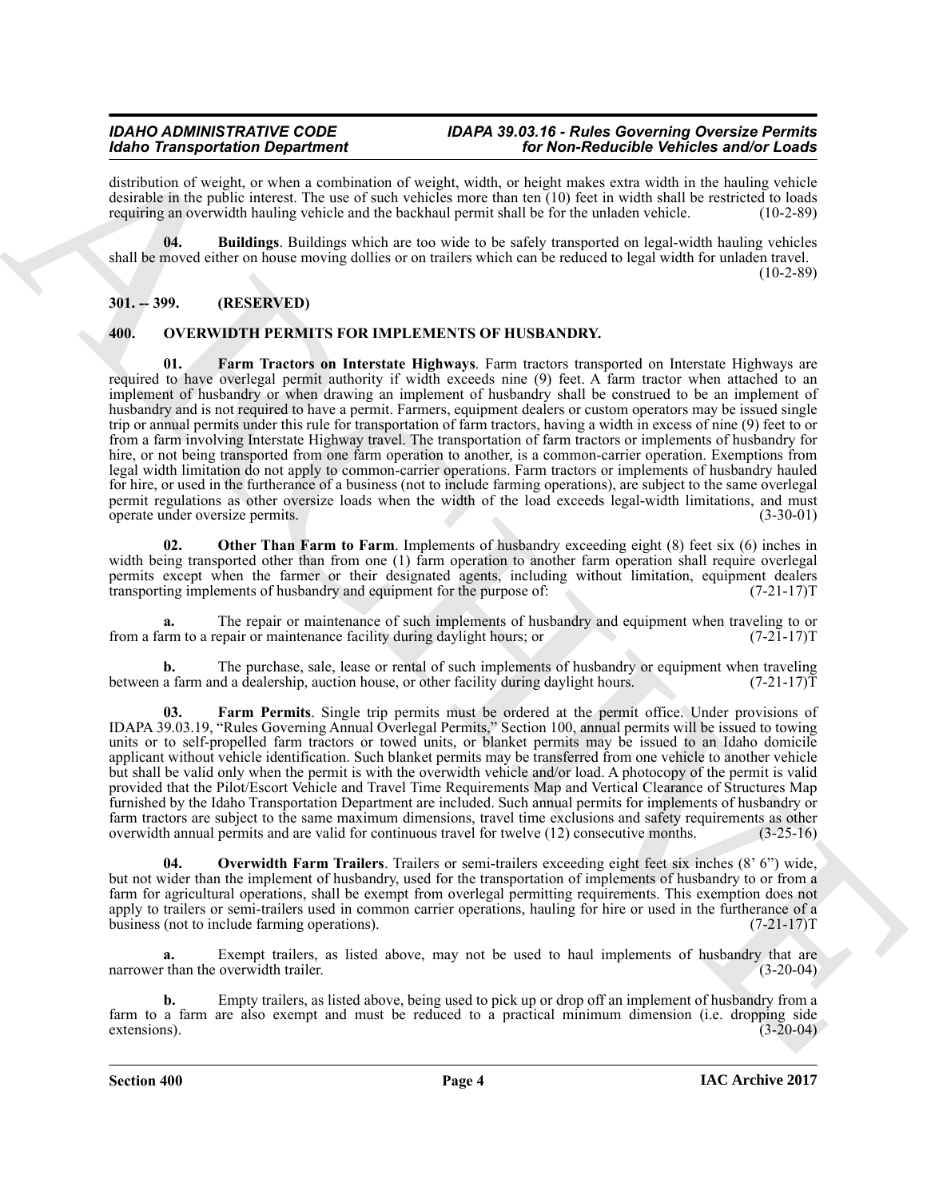distribution of weight, or when a combination of weight, width, or height makes extra width in the hauling vehicle desirable in the public interest. The use of such vehicles more than ten (10) feet in width shall be restricted to loads requiring an overwidth hauling vehicle and the backhaul permit shall be for the unladen vehicle. (10-2-89)

**04. Buildings**. Buildings which are too wide to be safely transported on legal-width hauling vehicles shall be moved either on house moving dollies or on trailers which can be reduced to legal width for unladen travel. (10-2-89)

## 301. -- 399. (RESERVED)

## 400. OVERWIDTH PERMITS FOR IMPLEMENTS OF HUSBANDRY.

**01. Farm Tractors on Interstate Highways**. Farm tractors transported on Interstate Highways are required to have overlegal permit authority if width exceeds nine (9) feet. A farm tractor when attached to an implement of husbandry or when drawing an implement of husbandry shall be construed to be an implement of husbandry and is not required to have a permit. Farmers, equipment dealers or custom operators may be issued single trip or annual permits under this rule for transportation of farm tractors, having a width in excess of nine (9) feet to or from a farm involving Interstate Highway travel. The transportation of farm tractors or implements of husbandry for hire, or not being transported from one farm operation to another, is a common-carrier operation. Exemptions from legal width limitation do not apply to common-carrier operations. Farm tractors or implements of husbandry hauled for hire, or used in the furtherance of a business (not to include farming operations), are subject to the same overlegal permit regulations as other oversize loads when the width of the load exceeds legal-width limitations, and must operate under oversize permits. (3-30-01)

**02. Other Than Farm to Farm**. Implements of husbandry exceeding eight (8) feet six (6) inches in width being transported other than from one (1) farm operation to another farm operation shall require overlegal permits except when the farmer or their designated agents, including without limitation, equipment dealers transporting implements of husbandry and equipment for the purpose of: (7-21-17)T

**a.** The repair or maintenance of such implements of husbandry and equipment when traveling to or from a farm to a repair or maintenance facility during daylight hours; or (7-21-17)T

**b.** The purchase, sale, lease or rental of such implements of husbandry or equipment when traveling between a farm and a dealership, auction house, or other facility during daylight hours. (7-21-17)T

**03. Farm Permits**. Single trip permits must be ordered at the permit office. Under provisions of IDAPA 39.03.19, "Rules Governing Annual Overlegal Permits," Section 100, annual permits will be issued to towing units or to self-propelled farm tractors or towed units, or blanket permits may be issued to an Idaho domicile applicant without vehicle identification. Such blanket permits may be transferred from one vehicle to another vehicle but shall be valid only when the permit is with the overwidth vehicle and/or load. A photocopy of the permit is valid provided that the Pilot/Escort Vehicle and Travel Time Requirements Map and Vertical Clearance of Structures Map furnished by the Idaho Transportation Department are included. Such annual permits for implements of husbandry or farm tractors are subject to the same maximum dimensions, travel time exclusions and safety requirements as other overwidth annual permits and are valid for continuous travel for twelve (12) consecutive months. (3-25-16)

**04. Overwidth Farm Trailers**. Trailers or semi-trailers exceeding eight feet six inches (8' 6") wide, but not wider than the implement of husbandry, used for the transportation of implements of husbandry to or from a farm for agricultural operations, shall be exempt from overlegal permitting requirements. This exemption does not apply to trailers or semi-trailers used in common carrier operations, hauling for hire or used in the furtherance of a business (not to include farming operations). (7-21-17)T

**a.** Exempt trailers, as listed above, may not be used to haul implements of husbandry that are narrower than the overwidth trailer. (3-20-04)

**b.** Empty trailers, as listed above, being used to pick up or drop off an implement of husbandry from a farm to a farm are also exempt and must be reduced to a practical minimum dimension (i.e. dropping side extensions). (3-20-04)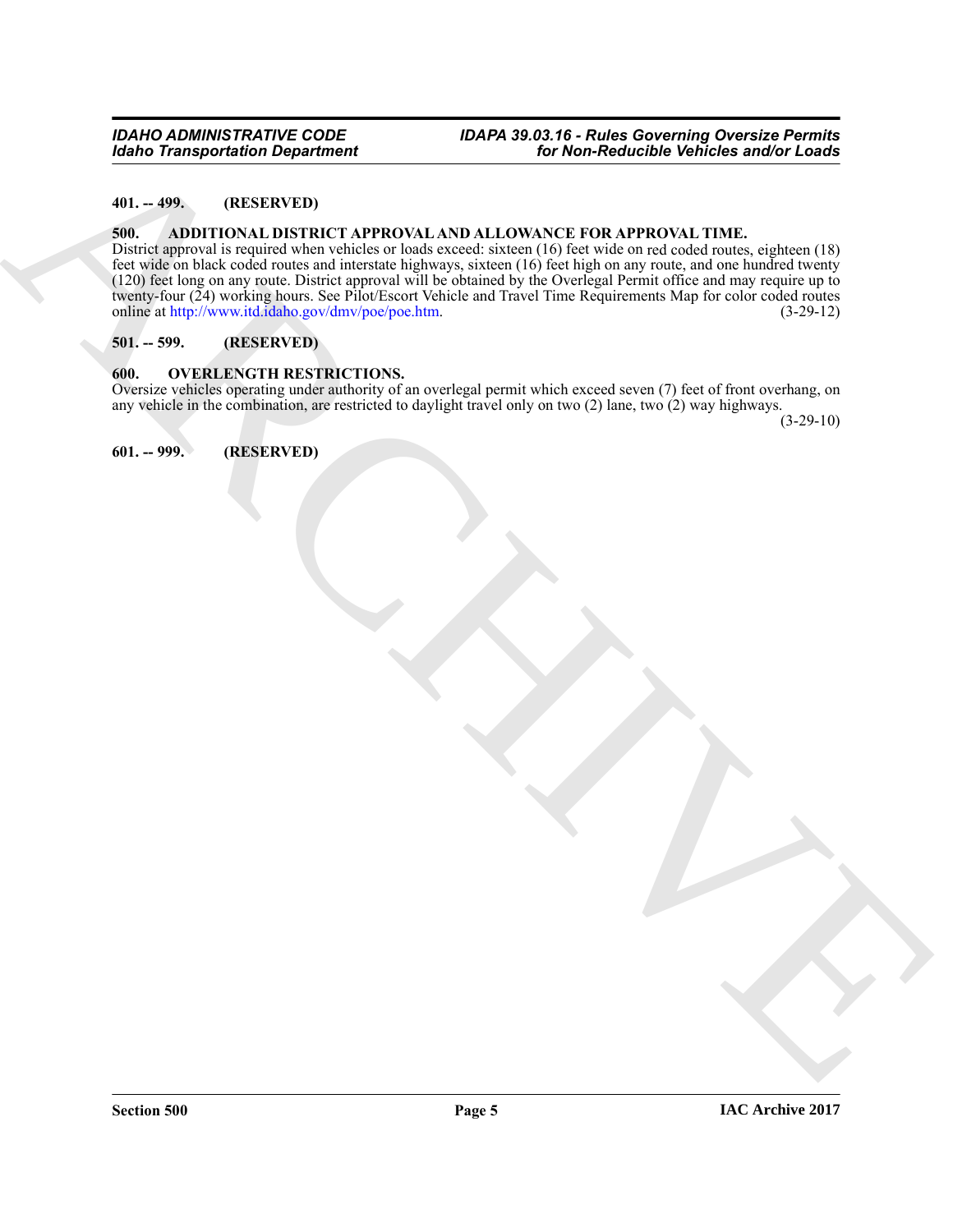**401. -- 499. (RESERVED)**

**500. ADDITIONAL DISTRICT APPROVAL AND ALLOWANCE FOR APPROVAL TIME.**

District approval is required when vehicles or loads exceed: sixteen (16) feet wide on red coded routes, eighteen (18) feet wide on black coded routes and interstate highways, sixteen (16) feet high on any route, and one hundred twenty (120) feet long on any route. District approval will be obtained by the Overlegal Permit office and may require up to twenty-four (24) working hours. See Pilot/Escort Vehicle and Travel Time Requirements Map for color coded routes online at http://www.itd.idaho.gov/dmv/poe/poe.htm. (3-29-12)

**501. -- 599. (RESERVED)**

**600. OVERLENGTH RESTRICTIONS.**

Oversize vehicles operating under authority of an overlegal permit which exceed seven (7) feet of front overhang, on any vehicle in the combination, are restricted to daylight travel only on two (2) lane, two (2) way highways. (3-29-10)

**601. -- 999. (RESERVED)**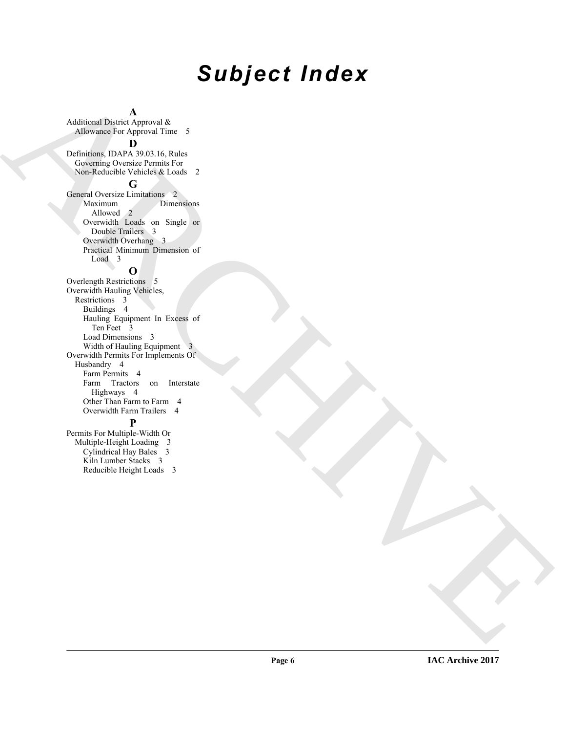# Subject Index

**A**

Additional District Approval & Allowance For Approval Time 5

**D**

Definitions, IDAPA 39.03.16, Rules Governing Oversize Permits For Non-Reducible Vehicles & Loads 2

**G**

General Oversize Limitations 2
- Maximum Dimensions Allowed 2
- Overwidth Loads on Single or Double Trailers 3
- Overwidth Overhang 3
- Practical Minimum Dimension of Load 3

**O**

Overlength Restrictions 5
Overwidth Hauling Vehicles, Restrictions 3
- Buildings 4
- Hauling Equipment In Excess of Ten Feet 3
- Load Dimensions 3
- Width of Hauling Equipment 3

Overwidth Permits For Implements Of Husbandry 4
- Farm Permits 4
- Farm Tractors on Interstate Highways 4
- Other Than Farm to Farm 4
- Overwidth Farm Trailers 4

**P**

Permits For Multiple-Width Or Multiple-Height Loading 3
- Cylindrical Hay Bales 3
- Kiln Lumber Stacks 3
- Reducible Height Loads 3